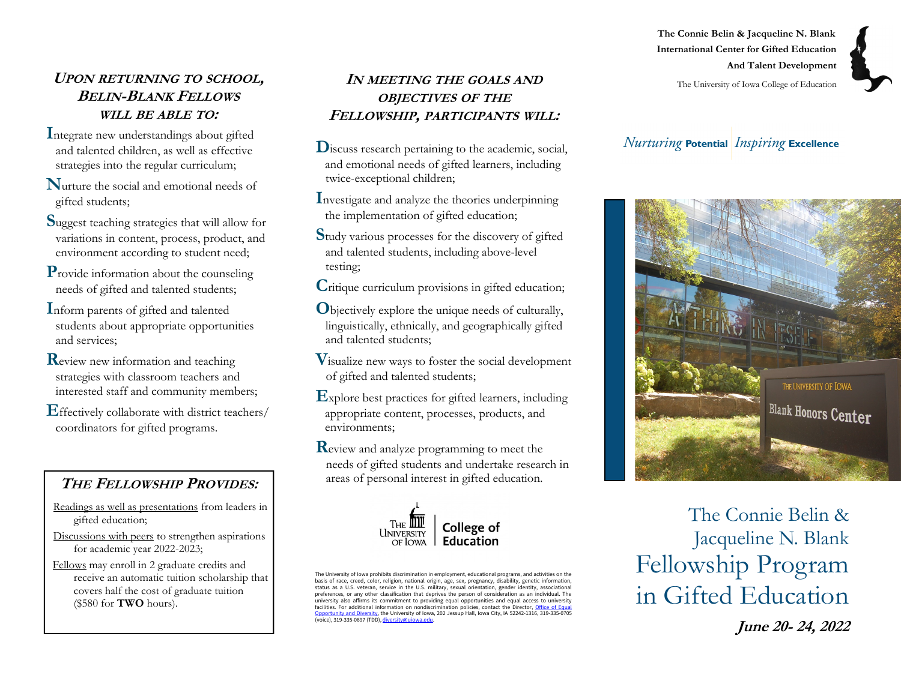## *Upon returning to school, Belin-Blank Fellows will be able to:*

- **I**ntegrate new understandings about gifted and talented children, as well as effective strategies into the regular curriculum;
- **N**urture the social and emotional needs of gifted students;
- **S**uggest teaching strategies that will allow for variations in content, process, product, and environment according to student need;
- **P**rovide information about the counseling needs of gifted and talented students;
- **I**nform parents of gifted and talented students about appropriate opportunities and services;
- **R**eview new information and teaching strategies with classroom teachers and interested staff and community members;
- **E**ffectively collaborate with district teachers/ coordinators for gifted programs.

## *The Fellowship Provides:*

- Readings as well as presentations from leaders in gifted education;
- Discussions with peers to strengthen aspirations for academic year 2022-2023;
- Fellows may enroll in 2 graduate credits and receive an automatic tuition scholarship that covers half the cost of graduate tuition ($580 for **TWO** hours).

## *In meeting the goals and objectives of the Fellowship, participants will:*

- **D**iscuss research pertaining to the academic, social, and emotional needs of gifted learners, including twice-exceptional children;
- **I**nvestigate and analyze the theories underpinning the implementation of gifted education;
- **S**tudy various processes for the discovery of gifted and talented students, including above-level testing;
- **C**ritique curriculum provisions in gifted education;
- **O**bjectively explore the unique needs of culturally, linguistically, ethnically, and geographically gifted and talented students;
- **V**isualize new ways to foster the social development of gifted and talented students;
- **E**xplore best practices for gifted learners, including appropriate content, processes, products, and environments;
- **R**eview and analyze programming to meet the needs of gifted students and undertake research in areas of personal interest in gifted education.

The University of Iowa | College of Education

The University of Iowa prohibits discrimination in employment, educational programs, and activities on the basis of race, creed, color, religion, national origin, age, sex, pregnancy, disability, genetic information, status as a U.S. veteran, service in the U.S. military, sexual orientation, gender identity, associational preferences, or any other classification that deprives the person of consideration as an individual. The university also affirms its commitment to providing equal opportunities and equal access to university facilities. For additional information on nondiscrimination policies, contact the Director, Office of Equal Opportunity and Diversity, the University of Iowa, 202 Jessup Hall, Iowa City, IA 52242-1316, 319-335-0705 (voice), 319-335-0697 (TDD), diversity@uiowa.edu.

**The Connie Belin & Jacqueline N. Blank International Center for Gifted Education And Talent Development**

The University of Iowa College of Education

*Nurturing* **Potential** | *Inspiring* **Excellence**

# The Connie Belin & Jacqueline N. Blank Fellowship Program in Gifted Education

***June 20- 24, 2022***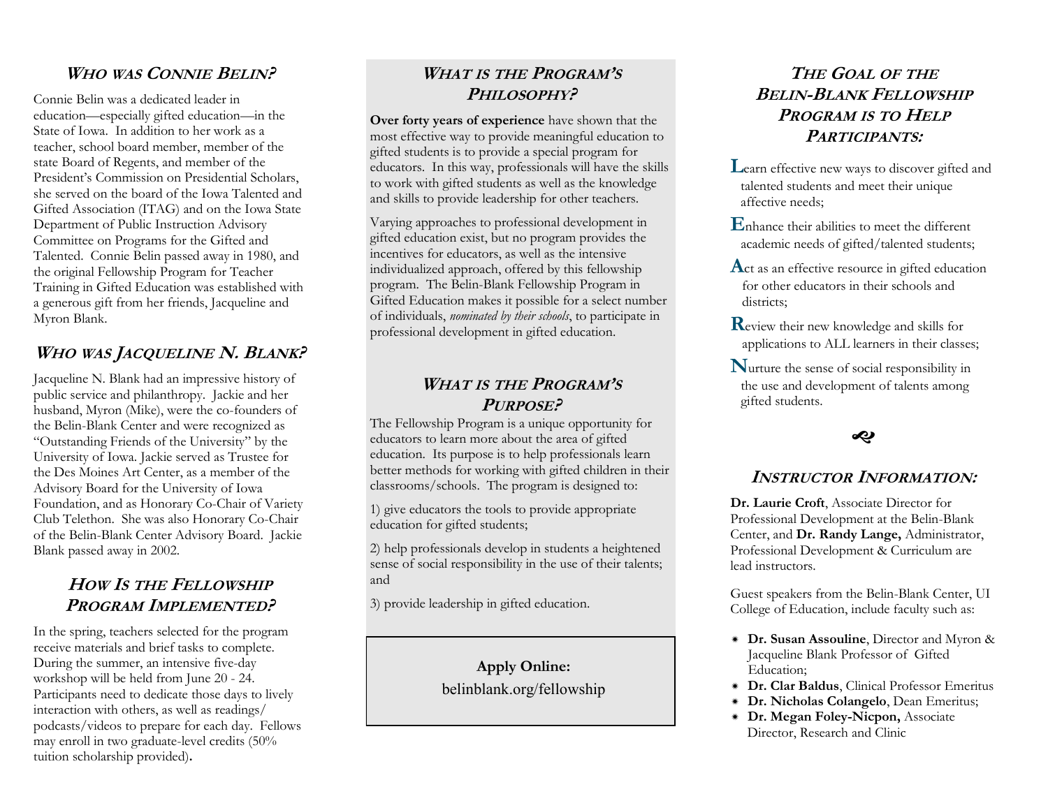## *Who was Connie Belin?*

Connie Belin was a dedicated leader in education—especially gifted education—in the State of Iowa. In addition to her work as a teacher, school board member, member of the state Board of Regents, and member of the President's Commission on Presidential Scholars, she served on the board of the Iowa Talented and Gifted Association (ITAG) and on the Iowa State Department of Public Instruction Advisory Committee on Programs for the Gifted and Talented. Connie Belin passed away in 1980, and the original Fellowship Program for Teacher Training in Gifted Education was established with a generous gift from her friends, Jacqueline and Myron Blank.

## *Who was Jacqueline N. Blank?*

Jacqueline N. Blank had an impressive history of public service and philanthropy. Jackie and her husband, Myron (Mike), were the co-founders of the Belin-Blank Center and were recognized as "Outstanding Friends of the University" by the University of Iowa. Jackie served as Trustee for the Des Moines Art Center, as a member of the Advisory Board for the University of Iowa Foundation, and as Honorary Co-Chair of Variety Club Telethon. She was also Honorary Co-Chair of the Belin-Blank Center Advisory Board. Jackie Blank passed away in 2002.

## *How Is the Fellowship Program Implemented?*

In the spring, teachers selected for the program receive materials and brief tasks to complete. During the summer, an intensive five-day workshop will be held from June 20 - 24. Participants need to dedicate those days to lively interaction with others, as well as readings/ podcasts/videos to prepare for each day. Fellows may enroll in two graduate-level credits (50% tuition scholarship provided)**.**

## *What is the Program's Philosophy?*

**Over forty years of experience** have shown that the most effective way to provide meaningful education to gifted students is to provide a special program for educators. In this way, professionals will have the skills to work with gifted students as well as the knowledge and skills to provide leadership for other teachers.

Varying approaches to professional development in gifted education exist, but no program provides the incentives for educators, as well as the intensive individualized approach, offered by this fellowship program. The Belin-Blank Fellowship Program in Gifted Education makes it possible for a select number of individuals, *nominated by their schools*, to participate in professional development in gifted education.

## *What is the Program's Purpose?*

The Fellowship Program is a unique opportunity for educators to learn more about the area of gifted education. Its purpose is to help professionals learn better methods for working with gifted children in their classrooms/schools. The program is designed to:

1) give educators the tools to provide appropriate education for gifted students;

2) help professionals develop in students a heightened sense of social responsibility in the use of their talents; and

3) provide leadership in gifted education.

**Apply Online:**
belinblank.org/fellowship

## *The Goal of the Belin-Blank Fellowship Program is to Help Participants:*

**L**earn effective new ways to discover gifted and talented students and meet their unique affective needs;

**E**nhance their abilities to meet the different academic needs of gifted/talented students;

**A**ct as an effective resource in gifted education for other educators in their schools and districts;

**R**eview their new knowledge and skills for applications to ALL learners in their classes;

**N**urture the sense of social responsibility in the use and development of talents among gifted students.

## *Instructor Information:*

**Dr. Laurie Croft**, Associate Director for Professional Development at the Belin-Blank Center, and **Dr. Randy Lange,** Administrator, Professional Development & Curriculum are lead instructors.

Guest speakers from the Belin-Blank Center, UI College of Education, include faculty such as:

- **Dr. Susan Assouline**, Director and Myron & Jacqueline Blank Professor of Gifted Education;
- **Dr. Clar Baldus**, Clinical Professor Emeritus
- **Dr. Nicholas Colangelo**, Dean Emeritus;
- **Dr. Megan Foley-Nicpon,** Associate Director, Research and Clinic